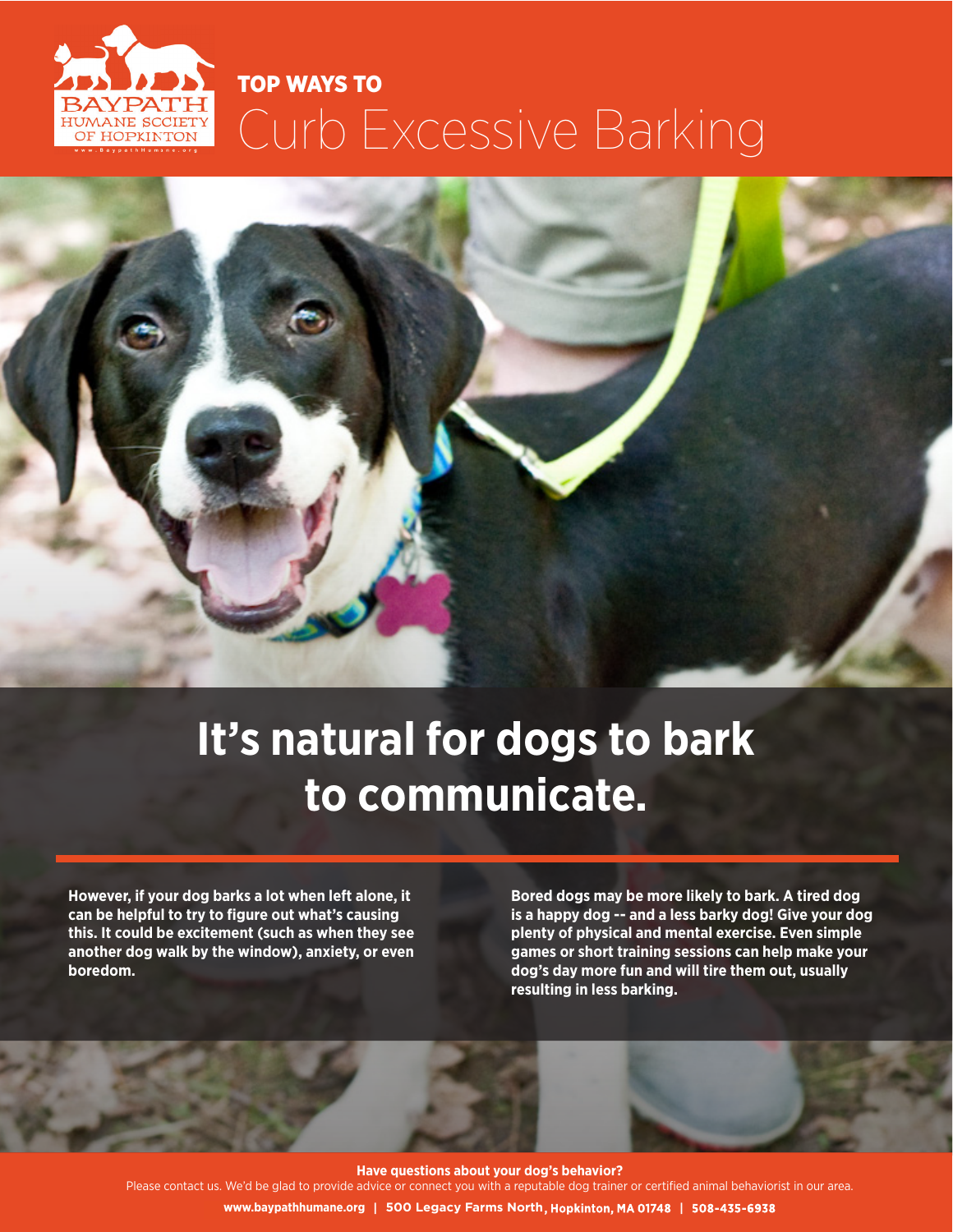BAYPATH HUMANE SOCIETY OF HOPKINTON

# TOP WAYS TO Curb Excessive Barking

## It's natural for dogs to bark to communicate.

**However, if your dog barks a lot when left alone, it can be helpful to try to figure out what's causing this. It could be excitement (such as when they see another dog walk by the window), anxiety, or even boredom.**

**Bored dogs may be more likely to bark. A tired dog is a happy dog -- and a less barky dog! Give your dog plenty of physical and mental exercise. Even simple games or short training sessions can help make your dog's day more fun and will tire them out, usually resulting in less barking.**

**Have questions about your dog's behavior?**
Please contact us. We'd be glad to provide advice or connect you with a reputable dog trainer or certified animal behaviorist in our area.

**www.baypathhumane.org | 500 Legacy Farms North, Hopkinton, MA 01748 | 508-435-6938**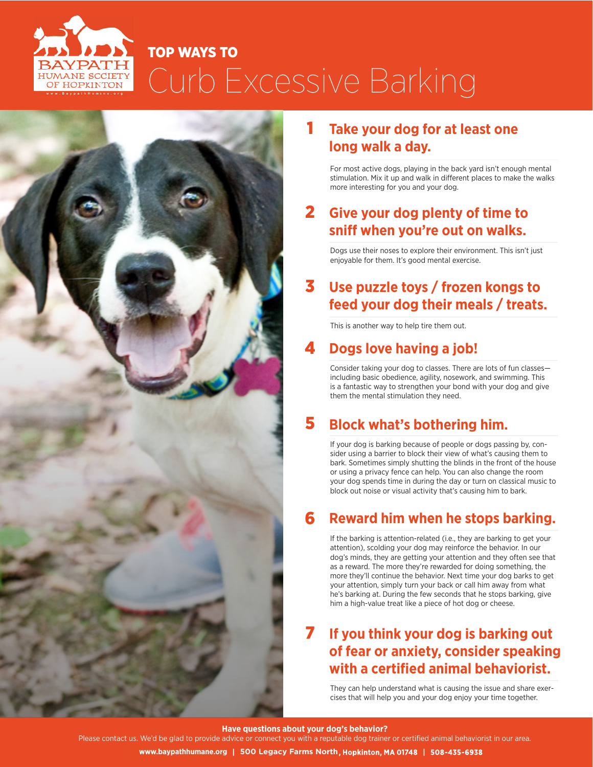BAYPATH HUMANE SOCIETY OF HOPKINTON

# TOP WAYS TO Curb Excessive Barking

## 1 Take your dog for at least one long walk a day.

For most active dogs, playing in the back yard isn't enough mental stimulation. Mix it up and walk in different places to make the walks more interesting for you and your dog.

## 2 Give your dog plenty of time to sniff when you're out on walks.

Dogs use their noses to explore their environment. This isn't just enjoyable for them. It's good mental exercise.

## 3 Use puzzle toys / frozen kongs to feed your dog their meals / treats.

This is another way to help tire them out.

## 4 Dogs love having a job!

Consider taking your dog to classes. There are lots of fun classes—including basic obedience, agility, nosework, and swimming. This is a fantastic way to strengthen your bond with your dog and give them the mental stimulation they need.

## 5 Block what's bothering him.

If your dog is barking because of people or dogs passing by, consider using a barrier to block their view of what's causing them to bark. Sometimes simply shutting the blinds in the front of the house or using a privacy fence can help. You can also change the room your dog spends time in during the day or turn on classical music to block out noise or visual activity that's causing him to bark.

## 6 Reward him when he stops barking.

If the barking is attention-related (i.e., they are barking to get your attention), scolding your dog may reinforce the behavior. In our dog's minds, they are getting your attention and they often see that as a reward. The more they're rewarded for doing something, the more they'll continue the behavior. Next time your dog barks to get your attention, simply turn your back or call him away from what he's barking at. During the few seconds that he stops barking, give him a high-value treat like a piece of hot dog or cheese.

## 7 If you think your dog is barking out of fear or anxiety, consider speaking with a certified animal behaviorist.

They can help understand what is causing the issue and share exercises that will help you and your dog enjoy your time together.

**Have questions about your dog's behavior?**
Please contact us. We'd be glad to provide advice or connect you with a reputable dog trainer or certified animal behaviorist in our area.

**www.baypathhumane.org | 500 Legacy Farms North, Hopkinton, MA 01748 | 508-435-6938**